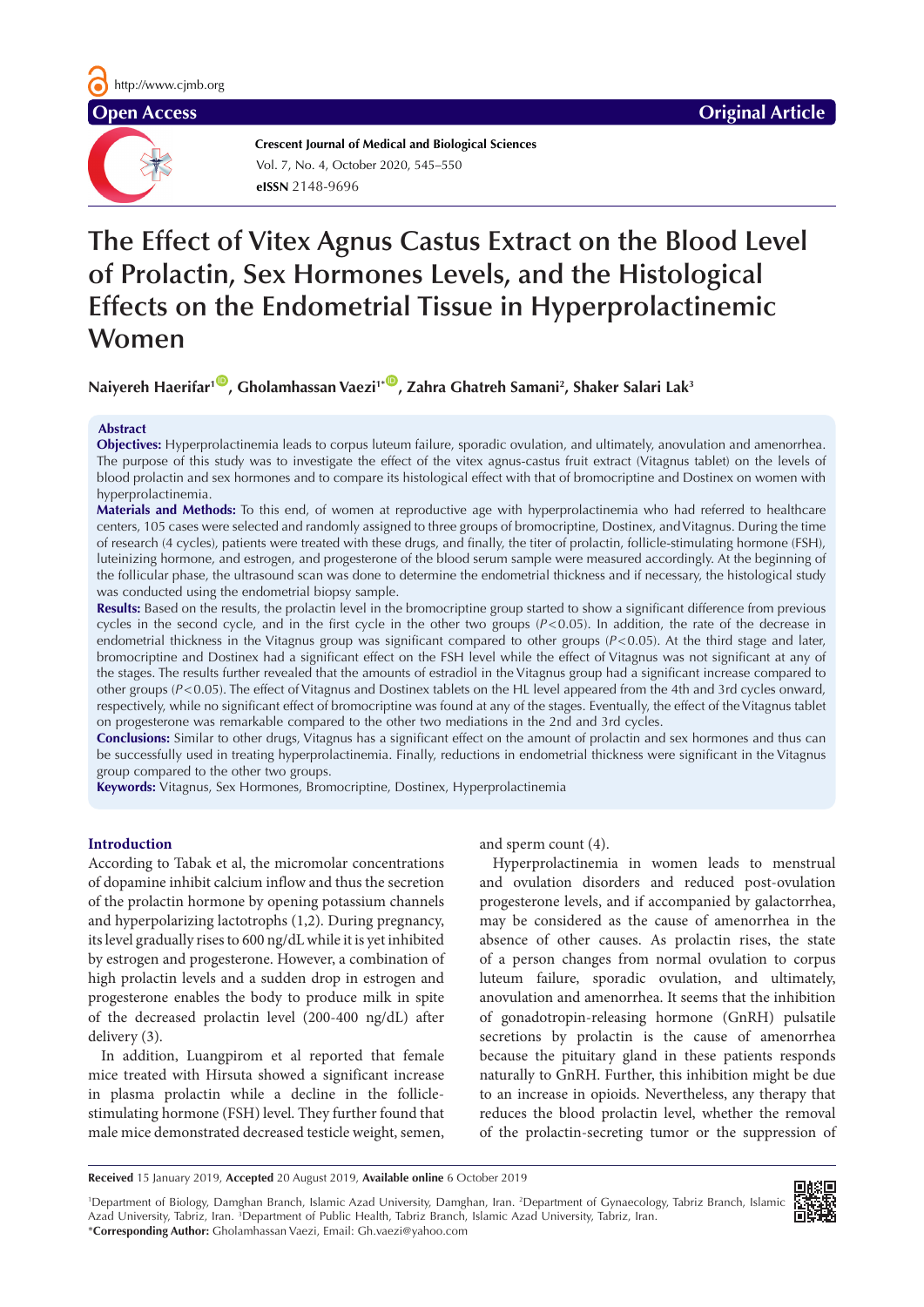Open Access

Original Article

**Crescent Journal of Medical and Biological Sciences**
Vol. 7, No. 4, October 2020, 545–550
**eISSN** 2148-9696

# The Effect of Vitex Agnus Castus Extract on the Blood Level of Prolactin, Sex Hormones Levels, and the Histological Effects on the Endometrial Tissue in Hyperprolactinemic Women

**Naiyereh Haerifar[1], Gholamhassan Vaezi[1*], Zahra Ghatreh Samani[2], Shaker Salari Lak[3]**

## Abstract

**Objectives:** Hyperprolactinemia leads to corpus luteum failure, sporadic ovulation, and ultimately, anovulation and amenorrhea. The purpose of this study was to investigate the effect of the vitex agnus-castus fruit extract (Vitagnus tablet) on the levels of blood prolactin and sex hormones and to compare its histological effect with that of bromocriptine and Dostinex on women with hyperprolactinemia.

**Materials and Methods:** To this end, of women at reproductive age with hyperprolactinemia who had referred to healthcare centers, 105 cases were selected and randomly assigned to three groups of bromocriptine, Dostinex, and Vitagnus. During the time of research (4 cycles), patients were treated with these drugs, and finally, the titer of prolactin, follicle-stimulating hormone (FSH), luteinizing hormone, and estrogen, and progesterone of the blood serum sample were measured accordingly. At the beginning of the follicular phase, the ultrasound scan was done to determine the endometrial thickness and if necessary, the histological study was conducted using the endometrial biopsy sample.

**Results:** Based on the results, the prolactin level in the bromocriptine group started to show a significant difference from previous cycles in the second cycle, and in the first cycle in the other two groups ($P<0.05$). In addition, the rate of the decrease in endometrial thickness in the Vitagnus group was significant compared to other groups ($P<0.05$). At the third stage and later, bromocriptine and Dostinex had a significant effect on the FSH level while the effect of Vitagnus was not significant at any of the stages. The results further revealed that the amounts of estradiol in the Vitagnus group had a significant increase compared to other groups ($P<0.05$). The effect of Vitagnus and Dostinex tablets on the HL level appeared from the 4th and 3rd cycles onward, respectively, while no significant effect of bromocriptine was found at any of the stages. Eventually, the effect of the Vitagnus tablet on progesterone was remarkable compared to the other two mediations in the 2nd and 3rd cycles.

**Conclusions:** Similar to other drugs, Vitagnus has a significant effect on the amount of prolactin and sex hormones and thus can be successfully used in treating hyperprolactinemia. Finally, reductions in endometrial thickness were significant in the Vitagnus group compared to the other two groups.

**Keywords:** Vitagnus, Sex Hormones, Bromocriptine, Dostinex, Hyperprolactinemia

## Introduction

According to Tabak et al, the micromolar concentrations of dopamine inhibit calcium inflow and thus the secretion of the prolactin hormone by opening potassium channels and hyperpolarizing lactotrophs (1,2). During pregnancy, its level gradually rises to 600 ng/dL while it is yet inhibited by estrogen and progesterone. However, a combination of high prolactin levels and a sudden drop in estrogen and progesterone enables the body to produce milk in spite of the decreased prolactin level (200-400 ng/dL) after delivery (3).

In addition, Luangpirom et al reported that female mice treated with Hirsuta showed a significant increase in plasma prolactin while a decline in the follicle-stimulating hormone (FSH) level. They further found that male mice demonstrated decreased testicle weight, semen, and sperm count (4).

Hyperprolactinemia in women leads to menstrual and ovulation disorders and reduced post-ovulation progesterone levels, and if accompanied by galactorrhea, may be considered as the cause of amenorrhea in the absence of other causes. As prolactin rises, the state of a person changes from normal ovulation to corpus luteum failure, sporadic ovulation, and ultimately, anovulation and amenorrhea. It seems that the inhibition of gonadotropin-releasing hormone (GnRH) pulsatile secretions by prolactin is the cause of amenorrhea because the pituitary gland in these patients responds naturally to GnRH. Further, this inhibition might be due to an increase in opioids. Nevertheless, any therapy that reduces the blood prolactin level, whether the removal of the prolactin-secreting tumor or the suppression of

**Received** 15 January 2019, **Accepted** 20 August 2019, **Available online** 6 October 2019

[1]Department of Biology, Damghan Branch, Islamic Azad University, Damghan, Iran. [2]Department of Gynaecology, Tabriz Branch, Islamic Azad University, Tabriz, Iran. [3]Department of Public Health, Tabriz Branch, Islamic Azad University, Tabriz, Iran.
***Corresponding Author:** Gholamhassan Vaezi, Email: Gh.vaezi@yahoo.com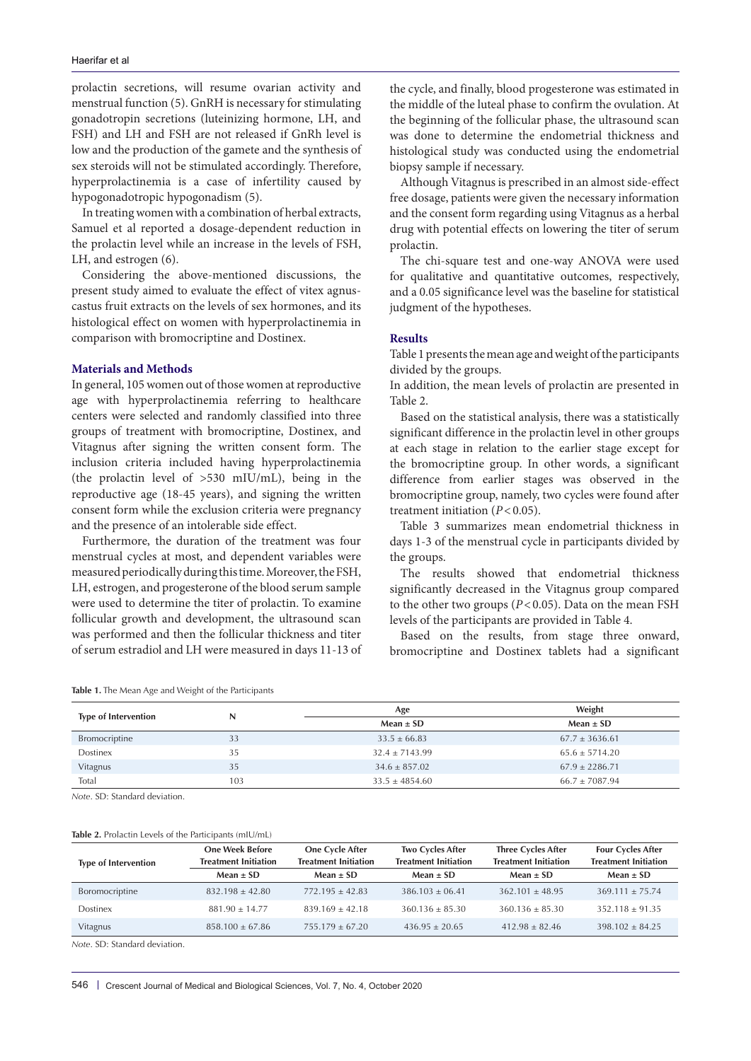prolactin secretions, will resume ovarian activity and menstrual function (5). GnRH is necessary for stimulating gonadotropin secretions (luteinizing hormone, LH, and FSH) and LH and FSH are not released if GnRh level is low and the production of the gamete and the synthesis of sex steroids will not be stimulated accordingly. Therefore, hyperprolactinemia is a case of infertility caused by hypogonadotropic hypogonadism (5).

In treating women with a combination of herbal extracts, Samuel et al reported a dosage-dependent reduction in the prolactin level while an increase in the levels of FSH, LH, and estrogen (6).

Considering the above-mentioned discussions, the present study aimed to evaluate the effect of vitex agnus-castus fruit extracts on the levels of sex hormones, and its histological effect on women with hyperprolactinemia in comparison with bromocriptine and Dostinex.

### Materials and Methods

In general, 105 women out of those women at reproductive age with hyperprolactinemia referring to healthcare centers were selected and randomly classified into three groups of treatment with bromocriptine, Dostinex, and Vitagnus after signing the written consent form. The inclusion criteria included having hyperprolactinemia (the prolactin level of >530 mIU/mL), being in the reproductive age (18-45 years), and signing the written consent form while the exclusion criteria were pregnancy and the presence of an intolerable side effect.

Furthermore, the duration of the treatment was four menstrual cycles at most, and dependent variables were measured periodically during this time. Moreover, the FSH, LH, estrogen, and progesterone of the blood serum sample were used to determine the titer of prolactin. To examine follicular growth and development, the ultrasound scan was performed and then the follicular thickness and titer of serum estradiol and LH were measured in days 11-13 of the cycle, and finally, blood progesterone was estimated in the middle of the luteal phase to confirm the ovulation. At the beginning of the follicular phase, the ultrasound scan was done to determine the endometrial thickness and histological study was conducted using the endometrial biopsy sample if necessary.

Although Vitagnus is prescribed in an almost side-effect free dosage, patients were given the necessary information and the consent form regarding using Vitagnus as a herbal drug with potential effects on lowering the titer of serum prolactin.

The chi-square test and one-way ANOVA were used for qualitative and quantitative outcomes, respectively, and a 0.05 significance level was the baseline for statistical judgment of the hypotheses.

### Results

Table 1 presents the mean age and weight of the participants divided by the groups.

In addition, the mean levels of prolactin are presented in Table 2.

Based on the statistical analysis, there was a statistically significant difference in the prolactin level in other groups at each stage in relation to the earlier stage except for the bromocriptine group. In other words, a significant difference from earlier stages was observed in the bromocriptine group, namely, two cycles were found after treatment initiation ($P < 0.05$).

Table 3 summarizes mean endometrial thickness in days 1-3 of the menstrual cycle in participants divided by the groups.

The results showed that endometrial thickness significantly decreased in the Vitagnus group compared to the other two groups ($P < 0.05$). Data on the mean FSH levels of the participants are provided in Table 4.

Based on the results, from stage three onward, bromocriptine and Dostinex tablets had a significant

**Table 1.** The Mean Age and Weight of the Participants

| Type of Intervention | N | Age | Weight |
|---|---|---|---|
| | | Mean ± SD | Mean ± SD |
| Bromocriptine | 33 | 33.5 ± 66.83 | 67.7 ± 3636.61 |
| Dostinex | 35 | 32.4 ± 7143.99 | 65.6 ± 5714.20 |
| Vitagnus | 35 | 34.6 ± 857.02 | 67.9 ± 2286.71 |
| Total | 103 | 33.5 ± 4854.60 | 66.7 ± 7087.94 |

*Note*. SD: Standard deviation.

**Table 2.** Prolactin Levels of the Participants (mIU/mL)

| Type of Intervention | One Week Before Treatment Initiation | One Cycle After Treatment Initiation | Two Cycles After Treatment Initiation | Three Cycles After Treatment Initiation | Four Cycles After Treatment Initiation |
|---|---|---|---|---|---|
| | Mean ± SD | Mean ± SD | Mean ± SD | Mean ± SD | Mean ± SD |
| Boromocriptine | 832.198 ± 42.80 | 772.195 ± 42.83 | 386.103 ± 06.41 | 362.101 ± 48.95 | 369.111 ± 75.74 |
| Dostinex | 881.90 ± 14.77 | 839.169 ± 42.18 | 360.136 ± 85.30 | 360.136 ± 85.30 | 352.118 ± 91.35 |
| Vitagnus | 858.100 ± 67.86 | 755.179 ± 67.20 | 436.95 ± 20.65 | 412.98 ± 82.46 | 398.102 ± 84.25 |

*Note*. SD: Standard deviation.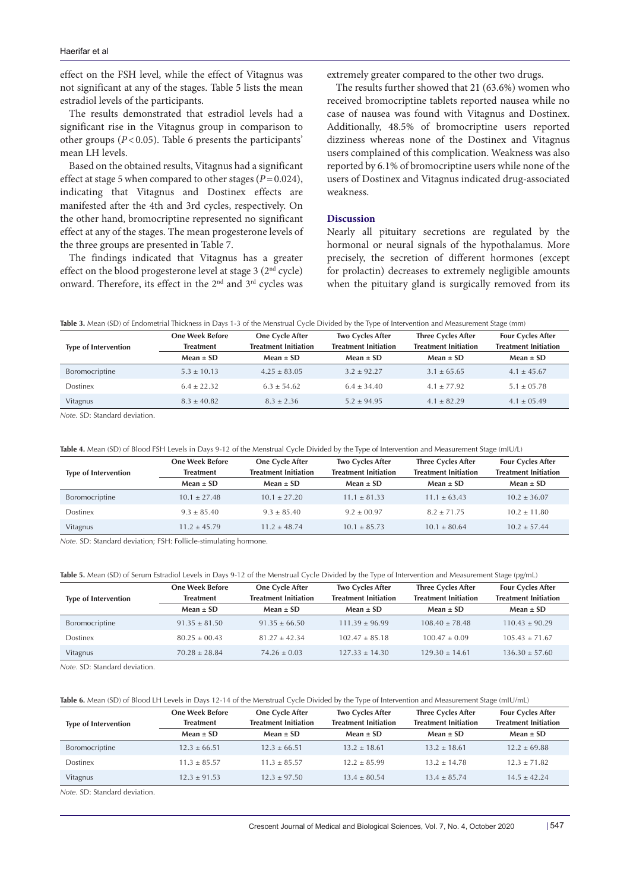effect on the FSH level, while the effect of Vitagnus was not significant at any of the stages. Table 5 lists the mean estradiol levels of the participants.

The results demonstrated that estradiol levels had a significant rise in the Vitagnus group in comparison to other groups ($P<0.05$). Table 6 presents the participants' mean LH levels.

Based on the obtained results, Vitagnus had a significant effect at stage 5 when compared to other stages ($P=0.024$), indicating that Vitagnus and Dostinex effects are manifested after the 4th and 3rd cycles, respectively. On the other hand, bromocriptine represented no significant effect at any of the stages. The mean progesterone levels of the three groups are presented in Table 7.

The findings indicated that Vitagnus has a greater effect on the blood progesterone level at stage 3 (2nd cycle) onward. Therefore, its effect in the 2nd and 3rd cycles was extremely greater compared to the other two drugs.

The results further showed that 21 (63.6%) women who received bromocriptine tablets reported nausea while no case of nausea was found with Vitagnus and Dostinex. Additionally, 48.5% of bromocriptine users reported dizziness whereas none of the Dostinex and Vitagnus users complained of this complication. Weakness was also reported by 6.1% of bromocriptine users while none of the users of Dostinex and Vitagnus indicated drug-associated weakness.

## Discussion

Nearly all pituitary secretions are regulated by the hormonal or neural signals of the hypothalamus. More precisely, the secretion of different hormones (except for prolactin) decreases to extremely negligible amounts when the pituitary gland is surgically removed from its

**Table 3.** Mean (SD) of Endometrial Thickness in Days 1-3 of the Menstrual Cycle Divided by the Type of Intervention and Measurement Stage (mm)

| Type of Intervention | One Week Before Treatment | One Cycle After Treatment Initiation | Two Cycles After Treatment Initiation | Three Cycles After Treatment Initiation | Four Cycles After Treatment Initiation |
|---|---|---|---|---|---|
| | Mean ± SD | Mean ± SD | Mean ± SD | Mean ± SD | Mean ± SD |
| Boromocriptine | 5.3 ± 10.13 | 4.25 ± 83.05 | 3.2 ± 92.27 | 3.1 ± 65.65 | 4.1 ± 45.67 |
| Dostinex | 6.4 ± 22.32 | 6.3 ± 54.62 | 6.4 ± 34.40 | 4.1 ± 77.92 | 5.1 ± 05.78 |
| Vitagnus | 8.3 ± 40.82 | 8.3 ± 2.36 | 5.2 ± 94.95 | 4.1 ± 82.29 | 4.1 ± 05.49 |

*Note*. SD: Standard deviation.

**Table 4.** Mean (SD) of Blood FSH Levels in Days 9-12 of the Menstrual Cycle Divided by the Type of Intervention and Measurement Stage (mIU/L)

| Type of Intervention | One Week Before Treatment | One Cycle After Treatment Initiation | Two Cycles After Treatment Initiation | Three Cycles After Treatment Initiation | Four Cycles After Treatment Initiation |
|---|---|---|---|---|---|
| | Mean ± SD | Mean ± SD | Mean ± SD | Mean ± SD | Mean ± SD |
| Boromocriptine | 10.1 ± 27.48 | 10.1 ± 27.20 | 11.1 ± 81.33 | 11.1 ± 63.43 | 10.2 ± 36.07 |
| Dostinex | 9.3 ± 85.40 | 9.3 ± 85.40 | 9.2 ± 00.97 | 8.2 ± 71.75 | 10.2 ± 11.80 |
| Vitagnus | 11.2 ± 45.79 | 11.2 ± 48.74 | 10.1 ± 85.73 | 10.1 ± 80.64 | 10.2 ± 57.44 |

*Note*. SD: Standard deviation; FSH: Follicle-stimulating hormone.

**Table 5.** Mean (SD) of Serum Estradiol Levels in Days 9-12 of the Menstrual Cycle Divided by the Type of Intervention and Measurement Stage (pg/mL)

| Type of Intervention | One Week Before Treatment | One Cycle After Treatment Initiation | Two Cycles After Treatment Initiation | Three Cycles After Treatment Initiation | Four Cycles After Treatment Initiation |
|---|---|---|---|---|---|
| | Mean ± SD | Mean ± SD | Mean ± SD | Mean ± SD | Mean ± SD |
| Boromocriptine | 91.35 ± 81.50 | 91.35 ± 66.50 | 111.39 ± 96.99 | 108.40 ± 78.48 | 110.43 ± 90.29 |
| Dostinex | 80.25 ± 00.43 | 81.27 ± 42.34 | 102.47 ± 85.18 | 100.47 ± 0.09 | 105.43 ± 71.67 |
| Vitagnus | 70.28 ± 28.84 | 74.26 ± 0.03 | 127.33 ± 14.30 | 129.30 ± 14.61 | 136.30 ± 57.60 |

*Note*. SD: Standard deviation.

**Table 6.** Mean (SD) of Blood LH Levels in Days 12-14 of the Menstrual Cycle Divided by the Type of Intervention and Measurement Stage (mIU/mL)

| Type of Intervention | One Week Before Treatment | One Cycle After Treatment Initiation | Two Cycles After Treatment Initiation | Three Cycles After Treatment Initiation | Four Cycles After Treatment Initiation |
|---|---|---|---|---|---|
| | Mean ± SD | Mean ± SD | Mean ± SD | Mean ± SD | Mean ± SD |
| Boromocriptine | 12.3 ± 66.51 | 12.3 ± 66.51 | 13.2 ± 18.61 | 13.2 ± 18.61 | 12.2 ± 69.88 |
| Dostinex | 11.3 ± 85.57 | 11.3 ± 85.57 | 12.2 ± 85.99 | 13.2 ± 14.78 | 12.3 ± 71.82 |
| Vitagnus | 12.3 ± 91.53 | 12.3 ± 97.50 | 13.4 ± 80.54 | 13.4 ± 85.74 | 14.5 ± 42.24 |

*Note*. SD: Standard deviation.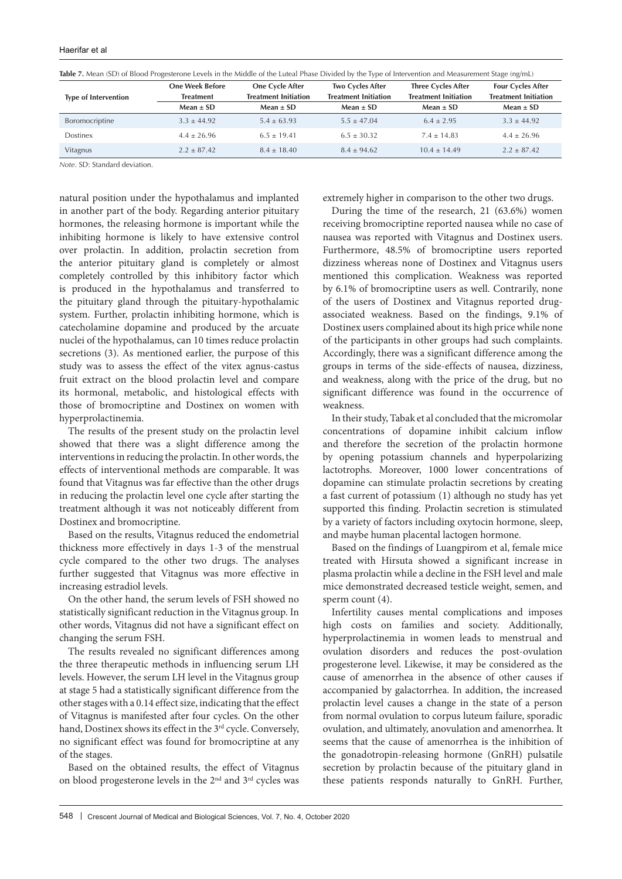**Table 7.** Mean (SD) of Blood Progesterone Levels in the Middle of the Luteal Phase Divided by the Type of Intervention and Measurement Stage (ng/mL)

| Type of Intervention | One Week Before Treatment | One Cycle After Treatment Initiation | Two Cycles After Treatment Initiation | Three Cycles After Treatment Initiation | Four Cycles After Treatment Initiation |
|---|---|---|---|---|---|
| | Mean ± SD | Mean ± SD | Mean ± SD | Mean ± SD | Mean ± SD |
| Boromocriptine | 3.3 ± 44.92 | 5.4 ± 63.93 | 5.5 ± 47.04 | 6.4 ± 2.95 | 3.3 ± 44.92 |
| Dostinex | 4.4 ± 26.96 | 6.5 ± 19.41 | 6.5 ± 30.32 | 7.4 ± 14.83 | 4.4 ± 26.96 |
| Vitagnus | 2.2 ± 87.42 | 8.4 ± 18.40 | 8.4 ± 94.62 | 10.4 ± 14.49 | 2.2 ± 87.42 |

*Note*. SD: Standard deviation.

natural position under the hypothalamus and implanted in another part of the body. Regarding anterior pituitary hormones, the releasing hormone is important while the inhibiting hormone is likely to have extensive control over prolactin. In addition, prolactin secretion from the anterior pituitary gland is completely or almost completely controlled by this inhibitory factor which is produced in the hypothalamus and transferred to the pituitary gland through the pituitary-hypothalamic system. Further, prolactin inhibiting hormone, which is catecholamine dopamine and produced by the arcuate nuclei of the hypothalamus, can 10 times reduce prolactin secretions (3). As mentioned earlier, the purpose of this study was to assess the effect of the vitex agnus-castus fruit extract on the blood prolactin level and compare its hormonal, metabolic, and histological effects with those of bromocriptine and Dostinex on women with hyperprolactinemia.

The results of the present study on the prolactin level showed that there was a slight difference among the interventions in reducing the prolactin. In other words, the effects of interventional methods are comparable. It was found that Vitagnus was far effective than the other drugs in reducing the prolactin level one cycle after starting the treatment although it was not noticeably different from Dostinex and bromocriptine.

Based on the results, Vitagnus reduced the endometrial thickness more effectively in days 1-3 of the menstrual cycle compared to the other two drugs. The analyses further suggested that Vitagnus was more effective in increasing estradiol levels.

On the other hand, the serum levels of FSH showed no statistically significant reduction in the Vitagnus group. In other words, Vitagnus did not have a significant effect on changing the serum FSH.

The results revealed no significant differences among the three therapeutic methods in influencing serum LH levels. However, the serum LH level in the Vitagnus group at stage 5 had a statistically significant difference from the other stages with a 0.14 effect size, indicating that the effect of Vitagnus is manifested after four cycles. On the other hand, Dostinex shows its effect in the 3rd cycle. Conversely, no significant effect was found for bromocriptine at any of the stages.

Based on the obtained results, the effect of Vitagnus on blood progesterone levels in the 2nd and 3rd cycles was extremely higher in comparison to the other two drugs.

During the time of the research, 21 (63.6%) women receiving bromocriptine reported nausea while no case of nausea was reported with Vitagnus and Dostinex users. Furthermore, 48.5% of bromocriptine users reported dizziness whereas none of Dostinex and Vitagnus users mentioned this complication. Weakness was reported by 6.1% of bromocriptine users as well. Contrarily, none of the users of Dostinex and Vitagnus reported drug-associated weakness. Based on the findings, 9.1% of Dostinex users complained about its high price while none of the participants in other groups had such complaints. Accordingly, there was a significant difference among the groups in terms of the side-effects of nausea, dizziness, and weakness, along with the price of the drug, but no significant difference was found in the occurrence of weakness.

In their study, Tabak et al concluded that the micromolar concentrations of dopamine inhibit calcium inflow and therefore the secretion of the prolactin hormone by opening potassium channels and hyperpolarizing lactotrophs. Moreover, 1000 lower concentrations of dopamine can stimulate prolactin secretions by creating a fast current of potassium (1) although no study has yet supported this finding. Prolactin secretion is stimulated by a variety of factors including oxytocin hormone, sleep, and maybe human placental lactogen hormone.

Based on the findings of Luangpirom et al, female mice treated with Hirsuta showed a significant increase in plasma prolactin while a decline in the FSH level and male mice demonstrated decreased testicle weight, semen, and sperm count (4).

Infertility causes mental complications and imposes high costs on families and society. Additionally, hyperprolactinemia in women leads to menstrual and ovulation disorders and reduces the post-ovulation progesterone level. Likewise, it may be considered as the cause of amenorrhea in the absence of other causes if accompanied by galactorrhea. In addition, the increased prolactin level causes a change in the state of a person from normal ovulation to corpus luteum failure, sporadic ovulation, and ultimately, anovulation and amenorrhea. It seems that the cause of amenorrhea is the inhibition of the gonadotropin-releasing hormone (GnRH) pulsatile secretion by prolactin because of the pituitary gland in these patients responds naturally to GnRH. Further,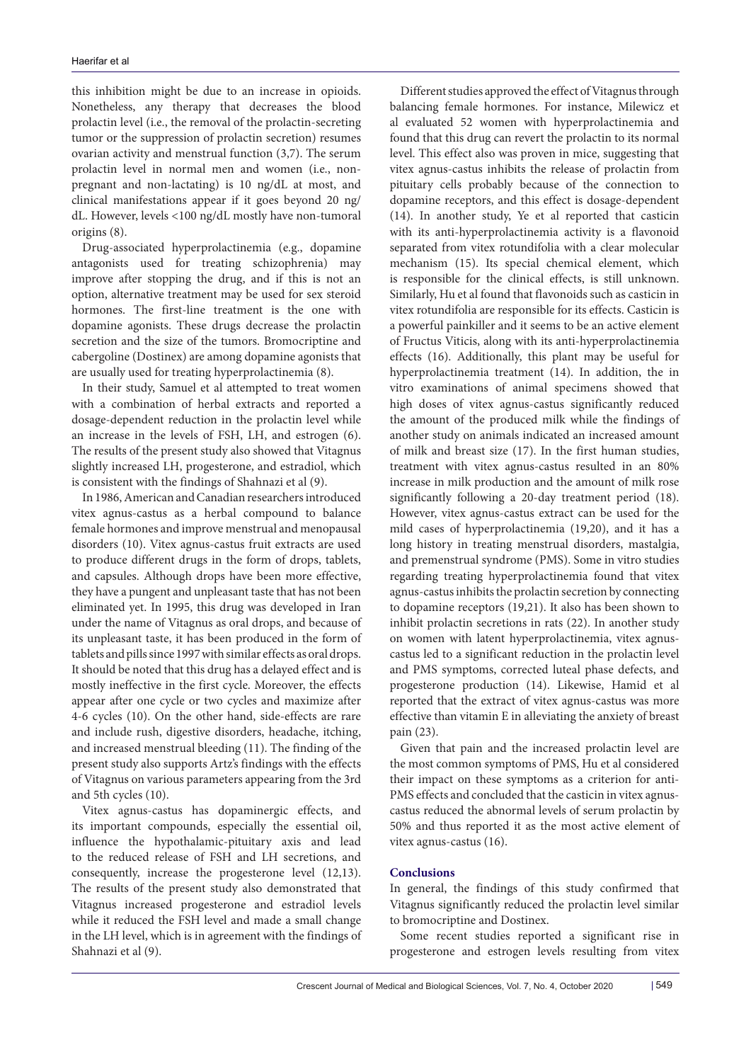this inhibition might be due to an increase in opioids. Nonetheless, any therapy that decreases the blood prolactin level (i.e., the removal of the prolactin-secreting tumor or the suppression of prolactin secretion) resumes ovarian activity and menstrual function (3,7). The serum prolactin level in normal men and women (i.e., non-pregnant and non-lactating) is 10 ng/dL at most, and clinical manifestations appear if it goes beyond 20 ng/dL. However, levels <100 ng/dL mostly have non-tumoral origins (8).

Drug-associated hyperprolactinemia (e.g., dopamine antagonists used for treating schizophrenia) may improve after stopping the drug, and if this is not an option, alternative treatment may be used for sex steroid hormones. The first-line treatment is the one with dopamine agonists. These drugs decrease the prolactin secretion and the size of the tumors. Bromocriptine and cabergoline (Dostinex) are among dopamine agonists that are usually used for treating hyperprolactinemia (8).

In their study, Samuel et al attempted to treat women with a combination of herbal extracts and reported a dosage-dependent reduction in the prolactin level while an increase in the levels of FSH, LH, and estrogen (6). The results of the present study also showed that Vitagnus slightly increased LH, progesterone, and estradiol, which is consistent with the findings of Shahnazi et al (9).

In 1986, American and Canadian researchers introduced vitex agnus-castus as a herbal compound to balance female hormones and improve menstrual and menopausal disorders (10). Vitex agnus-castus fruit extracts are used to produce different drugs in the form of drops, tablets, and capsules. Although drops have been more effective, they have a pungent and unpleasant taste that has not been eliminated yet. In 1995, this drug was developed in Iran under the name of Vitagnus as oral drops, and because of its unpleasant taste, it has been produced in the form of tablets and pills since 1997 with similar effects as oral drops. It should be noted that this drug has a delayed effect and is mostly ineffective in the first cycle. Moreover, the effects appear after one cycle or two cycles and maximize after 4-6 cycles (10). On the other hand, side-effects are rare and include rush, digestive disorders, headache, itching, and increased menstrual bleeding (11). The finding of the present study also supports Artz's findings with the effects of Vitagnus on various parameters appearing from the 3rd and 5th cycles (10).

Vitex agnus-castus has dopaminergic effects, and its important compounds, especially the essential oil, influence the hypothalamic-pituitary axis and lead to the reduced release of FSH and LH secretions, and consequently, increase the progesterone level (12,13). The results of the present study also demonstrated that Vitagnus increased progesterone and estradiol levels while it reduced the FSH level and made a small change in the LH level, which is in agreement with the findings of Shahnazi et al (9).

Different studies approved the effect of Vitagnus through balancing female hormones. For instance, Milewicz et al evaluated 52 women with hyperprolactinemia and found that this drug can revert the prolactin to its normal level. This effect also was proven in mice, suggesting that vitex agnus-castus inhibits the release of prolactin from pituitary cells probably because of the connection to dopamine receptors, and this effect is dosage-dependent (14). In another study, Ye et al reported that casticin with its anti-hyperprolactinemia activity is a flavonoid separated from vitex rotundifolia with a clear molecular mechanism (15). Its special chemical element, which is responsible for the clinical effects, is still unknown. Similarly, Hu et al found that flavonoids such as casticin in vitex rotundifolia are responsible for its effects. Casticin is a powerful painkiller and it seems to be an active element of Fructus Viticis, along with its anti-hyperprolactinemia effects (16). Additionally, this plant may be useful for hyperprolactinemia treatment (14). In addition, the in vitro examinations of animal specimens showed that high doses of vitex agnus-castus significantly reduced the amount of the produced milk while the findings of another study on animals indicated an increased amount of milk and breast size (17). In the first human studies, treatment with vitex agnus-castus resulted in an 80% increase in milk production and the amount of milk rose significantly following a 20-day treatment period (18). However, vitex agnus-castus extract can be used for the mild cases of hyperprolactinemia (19,20), and it has a long history in treating menstrual disorders, mastalgia, and premenstrual syndrome (PMS). Some in vitro studies regarding treating hyperprolactinemia found that vitex agnus-castus inhibits the prolactin secretion by connecting to dopamine receptors (19,21). It also has been shown to inhibit prolactin secretions in rats (22). In another study on women with latent hyperprolactinemia, vitex agnus-castus led to a significant reduction in the prolactin level and PMS symptoms, corrected luteal phase defects, and progesterone production (14). Likewise, Hamid et al reported that the extract of vitex agnus-castus was more effective than vitamin E in alleviating the anxiety of breast pain (23).

Given that pain and the increased prolactin level are the most common symptoms of PMS, Hu et al considered their impact on these symptoms as a criterion for anti-PMS effects and concluded that the casticin in vitex agnus-castus reduced the abnormal levels of serum prolactin by 50% and thus reported it as the most active element of vitex agnus-castus (16).

## Conclusions

In general, the findings of this study confirmed that Vitagnus significantly reduced the prolactin level similar to bromocriptine and Dostinex.

Some recent studies reported a significant rise in progesterone and estrogen levels resulting from vitex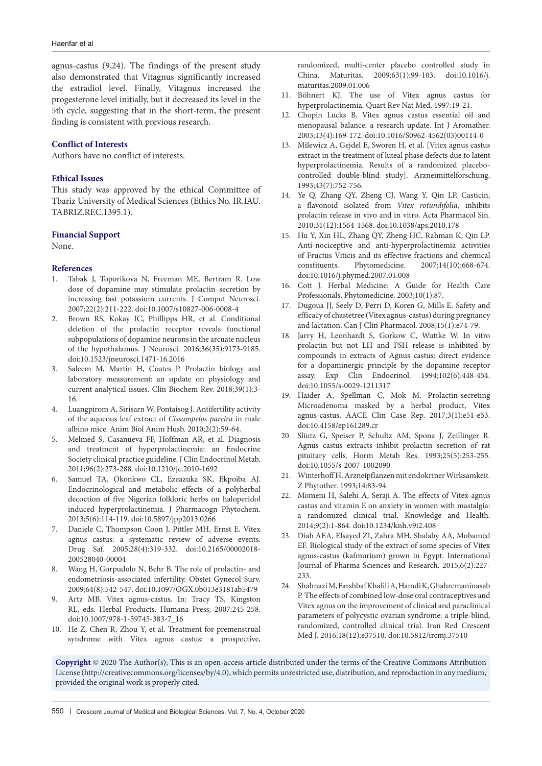agnus-castus (9,24). The findings of the present study also demonstrated that Vitagnus significantly increased the estradiol level. Finally, Vitagnus increased the progesterone level initially, but it decreased its level in the 5th cycle, suggesting that in the short-term, the present finding is consistent with previous research.

## Conflict of Interests

Authors have no conflict of interests.

## Ethical Issues

This study was approved by the ethical Committee of Tbariz University of Medical Sciences (Ethics No. IR.IAU. TABRIZ.REC.1395.1).

## Financial Support

None.

## References

1. Tabak J, Toporikova N, Freeman ME, Bertram R. Low dose of dopamine may stimulate prolactin secretion by increasing fast potassium currents. J Comput Neurosci. 2007;22(2):211-222. doi:10.1007/s10827-006-0008-4
2. Brown RS, Kokay IC, Phillipps HR, et al. Conditional deletion of the prolactin receptor reveals functional subpopulations of dopamine neurons in the arcuate nucleus of the hypothalamus. J Neurosci. 2016;36(35):9173-9185. doi:10.1523/jneurosci.1471-16.2016
3. Saleem M, Martin H, Coates P. Prolactin biology and laboratory measurement: an update on physiology and current analytical issues. Clin Biochem Rev. 2018;39(1):3-16.
4. Luangpirom A, Sirisarn W, Pontaisog J. Antifertility activity of the aqueous leaf extract of *Cissampelos pareira* in male albino mice. Anim Biol Anim Husb. 2010;2(2):59-64.
5. Melmed S, Casanueva FF, Hoffman AR, et al. Diagnosis and treatment of hyperprolactinemia: an Endocrine Society clinical practice guideline. J Clin Endocrinol Metab. 2011;96(2):273-288. doi:10.1210/jc.2010-1692
6. Samuel TA, Okonkwo CL, Ezeazuka SK, Ekpoiba AJ. Endocrinological and metabolic effects of a polyherbal decoction of five Nigerian folkloric herbs on haloperidol induced hyperprolactinemia. J Pharmacogn Phytochem. 2013;5(6):114-119. doi:10.5897/jpp2013.0266
7. Daniele C, Thompson Coon J, Pittler MH, Ernst E. Vitex agnus castus: a systematic review of adverse events. Drug Saf. 2005;28(4):319-332. doi:10.2165/00002018-200528040-00004
8. Wang H, Gorpudolo N, Behr B. The role of prolactin- and endometriosis-associated infertility. Obstet Gynecol Surv. 2009;64(8):542-547. doi:10.1097/OGX.0b013e3181ab5479
9. Artz MB. Vitex agnus-castus. In: Tracy TS, Kingston RL, eds. Herbal Products. Humana Press; 2007:245-258. doi:10.1007/978-1-59745-383-7_16
10. He Z, Chen R, Zhou Y, et al. Treatment for premenstrual syndrome with Vitex agnus castus: a prospective, randomized, multi-center placebo controlled study in China. Maturitas. 2009;63(1):99-103. doi:10.1016/j.maturitas.2009.01.006
11. Böhnert KJ. The use of Vitex agnus castus for hyperprolactinemia. Quart Rev Nat Med. 1997:19-21.
12. Chopin Lucks B. Vitex agnus castus essential oil and menopausal balance: a research update. Int J Aromather. 2003;13(4):169-172. doi:10.1016/S0962-4562(03)00114-0
13. Milewicz A, Gejdel E, Sworen H, et al. [Vitex agnus castus extract in the treatment of luteal phase defects due to latent hyperprolactinemia. Results of a randomized placebo-controlled double-blind study]. Arzneimittelforschung. 1993;43(7):752-756.
14. Ye Q, Zhang QY, Zheng CJ, Wang Y, Qin LP. Casticin, a flavonoid isolated from *Vitex rotundifolia*, inhibits prolactin release in vivo and in vitro. Acta Pharmacol Sin. 2010;31(12):1564-1568. doi:10.1038/aps.2010.178
15. Hu Y, Xin HL, Zhang QY, Zheng HC, Rahman K, Qin LP. Anti-nociceptive and anti-hyperprolactinemia activities of Fructus Viticis and its effective fractions and chemical constituents. Phytomedicine. 2007;14(10):668-674. doi:10.1016/j.phymed.2007.01.008
16. Cott J. Herbal Medicine: A Guide for Health Care Professionals. Phytomedicine. 2003;10(1):87.
17. Dugoua JJ, Seely D, Perri D, Koren G, Mills E. Safety and efficacy of chastetree (Vitex agnus-castus) during pregnancy and lactation. Can J Clin Pharmacol. 2008;15(1):e74-79.
18. Jarry H, Leonhardt S, Gorkow C, Wuttke W. In vitro prolactin but not LH and FSH release is inhibited by compounds in extracts of Agnus castus: direct evidence for a dopaminergic principle by the dopamine receptor assay. Exp Clin Endocrinol. 1994;102(6):448-454. doi:10.1055/s-0029-1211317
19. Haider A, Spellman C, Mok M. Prolactin-secreting Microadenoma masked by a herbal product, Vitex agnus-castus. AACE Clin Case Rep. 2017;3(1):e51-e53. doi:10.4158/ep161289.cr
20. Sliutz G, Speiser P, Schultz AM, Spona J, Zeillinger R. Agnus castus extracts inhibit prolactin secretion of rat pituitary cells. Horm Metab Res. 1993;25(5):253-255. doi:10.1055/s-2007-1002090
21. Winterhoff H. Arzneipflanzen mit endokriner Wirksamkeit. Z Phytother. 1993;14:83-94.
22. Momeni H, Salehi A, Seraji A. The effects of Vitex agnus castus and vitamin E on anxiety in women with mastalgia: a randomized clinical trial. Knowledge and Health. 2014;9(2):1-864. doi:10.1234/knh.v9i2.408
23. Diab AEA, Elsayed ZI, Zahra MH, Shalaby AA, Mohamed EF. Biological study of the extract of some species of Vitex agnus-castus (kafmurium) grown in Egypt. International Journal of Pharma Sciences and Research. 2015;6(2):227-233.
24. Shahnazi M, Farshbaf Khalili A, Hamdi K, Ghahremaninasab P. The effects of combined low-dose oral contraceptives and Vitex agnus on the improvement of clinical and paraclinical parameters of polycystic ovarian syndrome: a triple-blind, randomized, controlled clinical trial. Iran Red Crescent Med J. 2016;18(12):e37510. doi:10.5812/ircmj.37510

**Copyright** © 2020 The Author(s); This is an open-access article distributed under the terms of the Creative Commons Attribution License (http://creativecommons.org/licenses/by/4.0), which permits unrestricted use, distribution, and reproduction in any medium, provided the original work is properly cited.